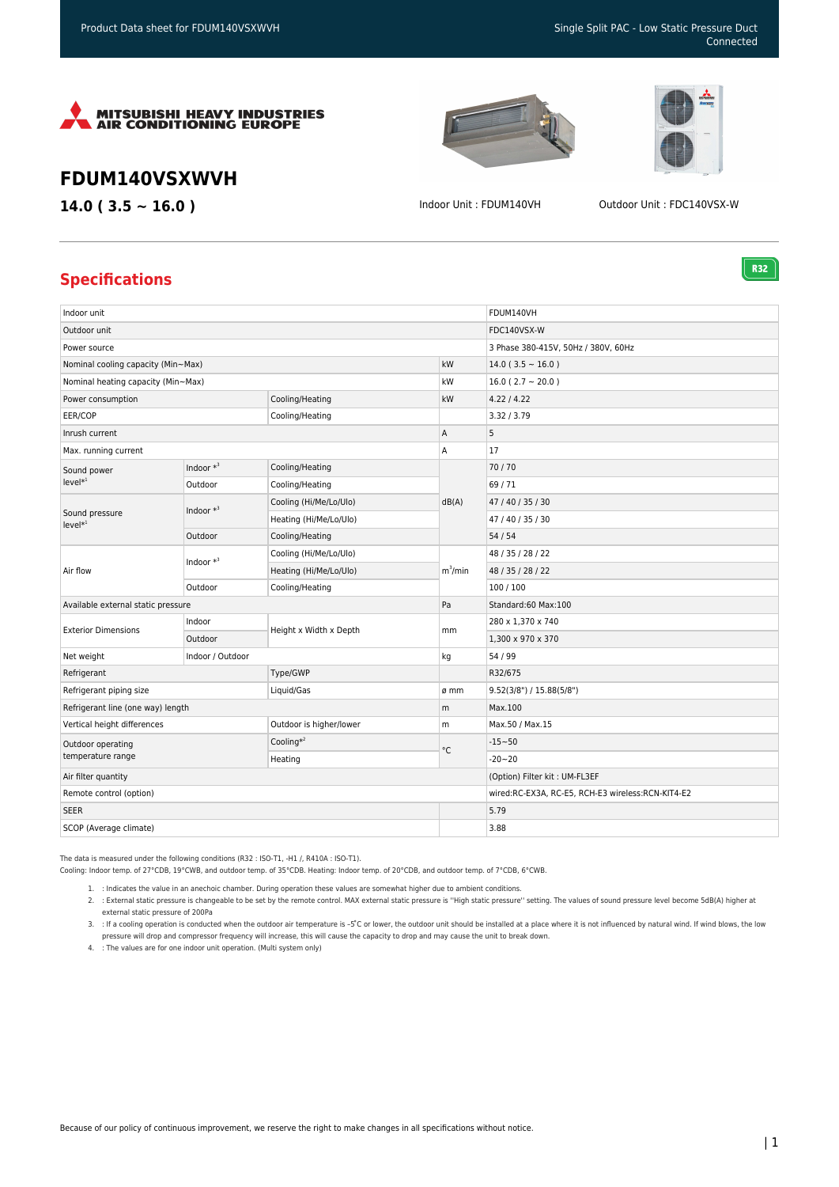# FDUM140VSXWVH

**14.0 ( 3.5 ~ 16.0 )**

Indoor Unit : FDUM140VH

Outdoor Unit : FDC140VSX-W

## Specifications

R32

| | | | | |
|---|---|---|---|---|
| Indoor unit | | | | FDUM140VH |
| Outdoor unit | | | | FDC140VSX-W |
| Power source | | | | 3 Phase 380-415V, 50Hz / 380V, 60Hz |
| Nominal cooling capacity (Min~Max) | | | kW | 14.0 ( 3.5 ~ 16.0 ) |
| Nominal heating capacity (Min~Max) | | | kW | 16.0 ( 2.7 ~ 20.0 ) |
| Power consumption | | Cooling/Heating | kW | 4.22 / 4.22 |
| EER/COP | | Cooling/Heating | | 3.32 / 3.79 |
| Inrush current | | | A | 5 |
| Max. running current | | | A | 17 |
| Sound power level*[1] | Indoor *[3] | Cooling/Heating | dB(A) | 70 / 70 |
| | Outdoor | Cooling/Heating | | 69 / 71 |
| Sound pressure level*[1] | Indoor *[3] | Cooling (Hi/Me/Lo/Ulo) | | 47 / 40 / 35 / 30 |
| | | Heating (Hi/Me/Lo/Ulo) | | 47 / 40 / 35 / 30 |
| | Outdoor | Cooling/Heating | | 54 / 54 |
| Air flow | Indoor *[3] | Cooling (Hi/Me/Lo/Ulo) | $m^3$/min | 48 / 35 / 28 / 22 |
| | | Heating (Hi/Me/Lo/Ulo) | | 48 / 35 / 28 / 22 |
| | Outdoor | Cooling/Heating | | 100 / 100 |
| Available external static pressure | | | Pa | Standard:60 Max:100 |
| Exterior Dimensions | Indoor | Height x Width x Depth | mm | 280 x 1,370 x 740 |
| | Outdoor | | | 1,300 x 970 x 370 |
| Net weight | Indoor / Outdoor | | kg | 54 / 99 |
| Refrigerant | | Type/GWP | | R32/675 |
| Refrigerant piping size | | Liquid/Gas | ø mm | 9.52(3/8") / 15.88(5/8") |
| Refrigerant line (one way) length | | | m | Max.100 |
| Vertical height differences | | Outdoor is higher/lower | m | Max.50 / Max.15 |
| Outdoor operating temperature range | | Cooling*[2] | °C | -15~50 |
| | | Heating | | -20~20 |
| Air filter quantity | | | | (Option) Filter kit : UM-FL3EF |
| Remote control (option) | | | | wired:RC-EX3A, RC-E5, RCH-E3 wireless:RCN-KIT4-E2 |
| SEER | | | | 5.79 |
| SCOP (Average climate) | | | | 3.88 |

The data is measured under the following conditions (R32 : ISO-T1, -H1 /, R410A : ISO-T1).
Cooling: Indoor temp. of 27°CDB, 19°CWB, and outdoor temp. of 35°CDB. Heating: Indoor temp. of 20°CDB, and outdoor temp. of 7°CDB, 6°CWB.

1. : Indicates the value in an anechoic chamber. During operation these values are somewhat higher due to ambient conditions.
2. : External static pressure is changeable to be set by the remote control. MAX external static pressure is "High static pressure" setting. The values of sound pressure level become 5dB(A) higher at external static pressure of 200Pa
3. : If a cooling operation is conducted when the outdoor air temperature is -5°C or lower, the outdoor unit should be installed at a place where it is not influenced by natural wind. If wind blows, the low pressure will drop and compressor frequency will increase, this will cause the capacity to drop and may cause the unit to break down.
4. : The values are for one indoor unit operation. (Multi system only)

Because of our policy of continuous improvement, we reserve the right to make changes in all specifications without notice.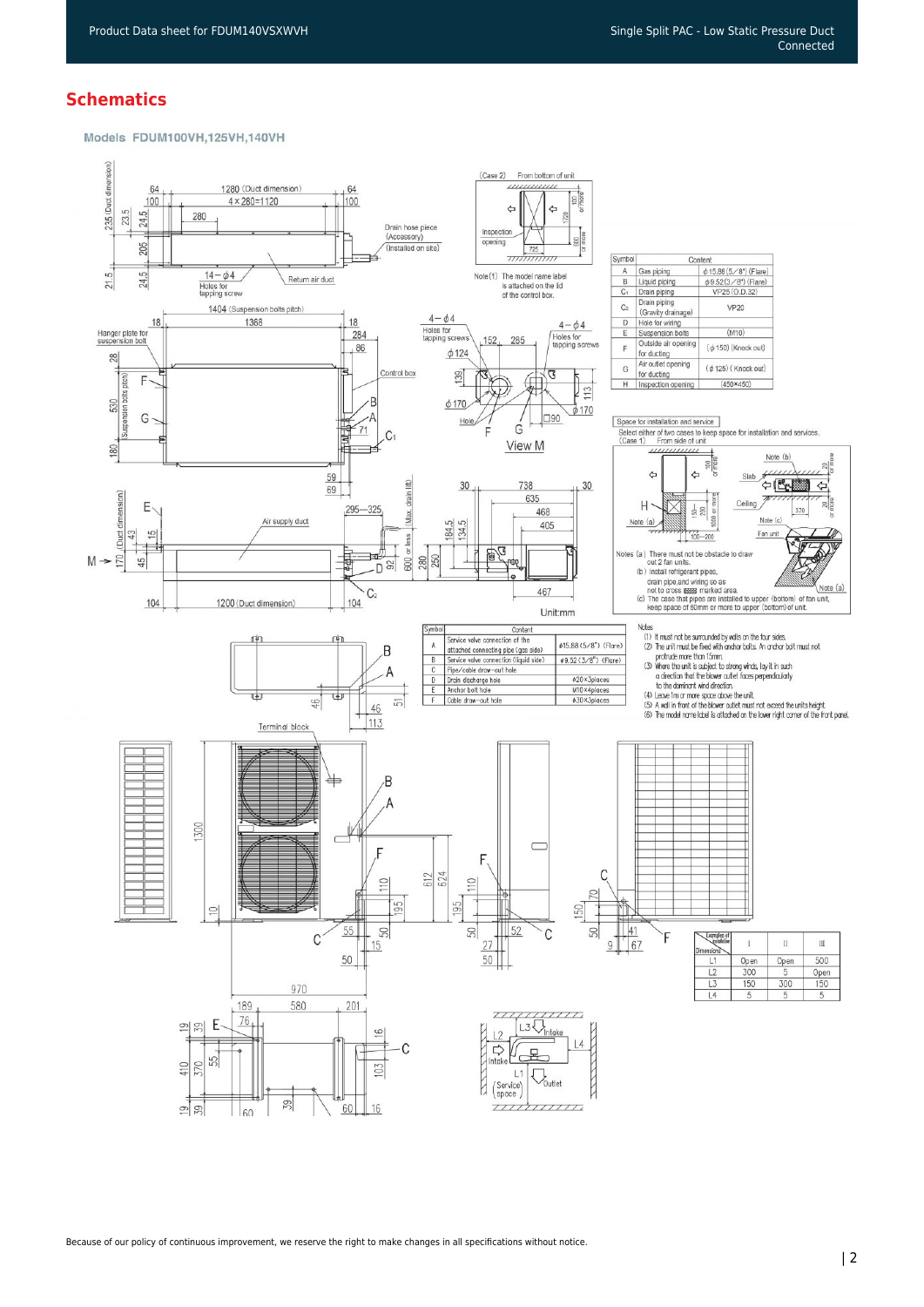## Schematics

Models FDUM100VH,125VH,140VH

| Symbol | Content | |
|---|---|---|
| A | Gas piping | φ15.88(5/8") (Flare) |
| B | Liquid piping | φ9.52(3/8") (Flare) |
| C1 | Drain piping | VP25 (O.D.32) |
| C2 | Drain piping (Gravity drainage) | VP20 |
| D | Hole for wiring | |
| E | Suspension bolts | (M10) |
| F | Outside air opening for ducting | (φ150) (Knock out) |
| G | Air outlet opening for ducting | (φ125) (Knock out) |
| H | Inspection opening | (450×450) |

Note (1) The model name label is attached on the lid of the control box.

Space for installation and service

Select either of two cases to keep space for installation and services.

(Case 1) From side of unit

(Case 2) From bottom of unit

Notes (a) There must not be obstacle to draw out 2 fan units.

(b) Install refrigerant pipes, drain pipe and wiring so as not to cross marked area.

(c) The case that pipes are installed to upper (bottom) of fan unit, keep space of 50mm or more to upper (bottom) of unit.

Unit:mm

| Symbol | Content | |
|---|---|---|
| A | Service valve connection of the attached connecting pipe (gas side) | φ15.88 (5/8") (Flare) |
| B | Service valve connection (liquid side) | φ9.52 (3/8") (Flare) |
| C | Pipe/cable draw-out hole | |
| D | Drain discharge hole | φ20×3places |
| E | Anchor bolt hole | M10×4places |
| F | Cable draw-out hole | φ30×3places |

Notes

(1) It must not be surrounded by walls on the four sides.

(2) The unit must be fixed with anchor bolts. An anchor bolt must not protrude more than 15mm.

(3) Where the unit is subject to strong winds, lay it in such a direction that the blower outlet faces perpendicularly to the dominant wind direction.

(4) Leave 1m or more space above the unit.

(5) A wall in front of the blower outlet must not exceed the units height.

(6) The model name label is attached on the lower right corner of the front panel.

| Dimensions \ Examples of installation | I | II | III |
|---|---|---|---|
| L1 | Open | Open | 500 |
| L2 | 300 | 5 | Open |
| L3 | 150 | 300 | 150 |
| L4 | 5 | 5 | 5 |

Because of our policy of continuous improvement, we reserve the right to make changes in all specifications without notice.